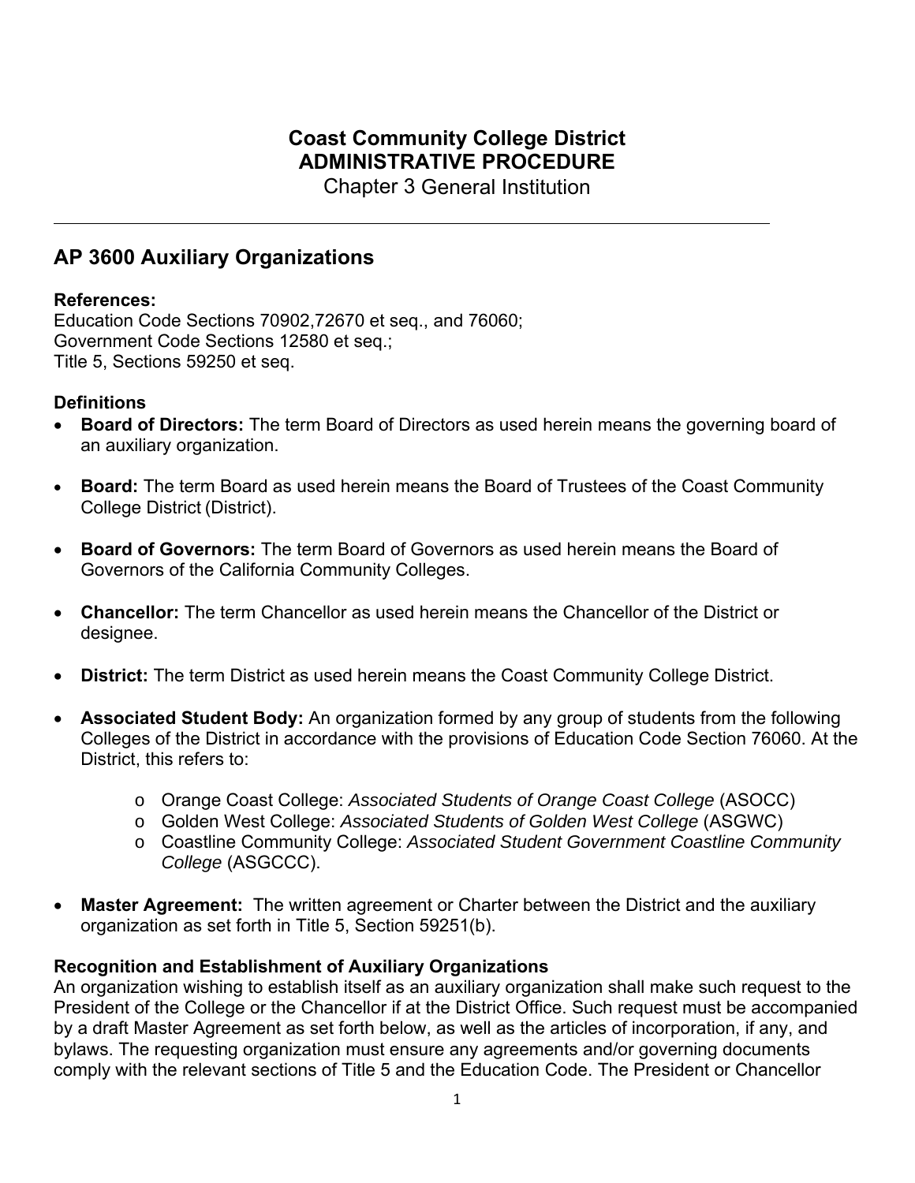# Coast Community College District
## ADMINISTRATIVE PROCEDURE
Chapter 3 General Institution

---

## AP 3600 Auxiliary Organizations

**References:**
Education Code Sections 70902,72670 et seq., and 76060;
Government Code Sections 12580 et seq.;
Title 5, Sections 59250 et seq.

**Definitions**

- **Board of Directors:** The term Board of Directors as used herein means the governing board of an auxiliary organization.
- **Board:** The term Board as used herein means the Board of Trustees of the Coast Community College District (District).
- **Board of Governors:** The term Board of Governors as used herein means the Board of Governors of the California Community Colleges.
- **Chancellor:** The term Chancellor as used herein means the Chancellor of the District or designee.
- **District:** The term District as used herein means the Coast Community College District.
- **Associated Student Body:** An organization formed by any group of students from the following Colleges of the District in accordance with the provisions of Education Code Section 76060. At the District, this refers to:
  - Orange Coast College: *Associated Students of Orange Coast College* (ASOCC)
  - Golden West College: *Associated Students of Golden West College* (ASGWC)
  - Coastline Community College: *Associated Student Government Coastline Community College* (ASGCCC).
- **Master Agreement:** The written agreement or Charter between the District and the auxiliary organization as set forth in Title 5, Section 59251(b).

**Recognition and Establishment of Auxiliary Organizations**
An organization wishing to establish itself as an auxiliary organization shall make such request to the President of the College or the Chancellor if at the District Office. Such request must be accompanied by a draft Master Agreement as set forth below, as well as the articles of incorporation, if any, and bylaws. The requesting organization must ensure any agreements and/or governing documents comply with the relevant sections of Title 5 and the Education Code. The President or Chancellor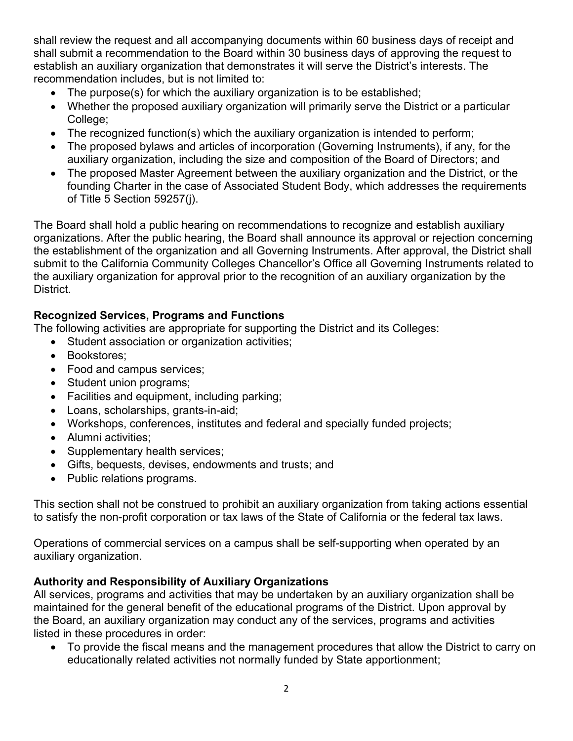shall review the request and all accompanying documents within 60 business days of receipt and shall submit a recommendation to the Board within 30 business days of approving the request to establish an auxiliary organization that demonstrates it will serve the District's interests. The recommendation includes, but is not limited to:

- The purpose(s) for which the auxiliary organization is to be established;
- Whether the proposed auxiliary organization will primarily serve the District or a particular College;
- The recognized function(s) which the auxiliary organization is intended to perform;
- The proposed bylaws and articles of incorporation (Governing Instruments), if any, for the auxiliary organization, including the size and composition of the Board of Directors; and
- The proposed Master Agreement between the auxiliary organization and the District, or the founding Charter in the case of Associated Student Body, which addresses the requirements of Title 5 Section 59257(j).

The Board shall hold a public hearing on recommendations to recognize and establish auxiliary organizations. After the public hearing, the Board shall announce its approval or rejection concerning the establishment of the organization and all Governing Instruments. After approval, the District shall submit to the California Community Colleges Chancellor's Office all Governing Instruments related to the auxiliary organization for approval prior to the recognition of an auxiliary organization by the District.

**Recognized Services, Programs and Functions**

The following activities are appropriate for supporting the District and its Colleges:

- Student association or organization activities;
- Bookstores;
- Food and campus services;
- Student union programs;
- Facilities and equipment, including parking;
- Loans, scholarships, grants-in-aid;
- Workshops, conferences, institutes and federal and specially funded projects;
- Alumni activities;
- Supplementary health services;
- Gifts, bequests, devises, endowments and trusts; and
- Public relations programs.

This section shall not be construed to prohibit an auxiliary organization from taking actions essential to satisfy the non-profit corporation or tax laws of the State of California or the federal tax laws.

Operations of commercial services on a campus shall be self-supporting when operated by an auxiliary organization.

**Authority and Responsibility of Auxiliary Organizations**

All services, programs and activities that may be undertaken by an auxiliary organization shall be maintained for the general benefit of the educational programs of the District. Upon approval by the Board, an auxiliary organization may conduct any of the services, programs and activities listed in these procedures in order:

- To provide the fiscal means and the management procedures that allow the District to carry on educationally related activities not normally funded by State apportionment;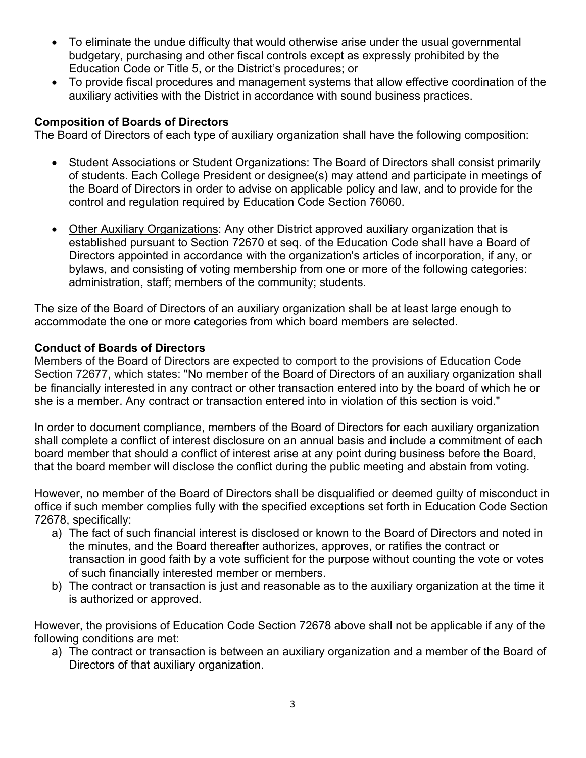- To eliminate the undue difficulty that would otherwise arise under the usual governmental budgetary, purchasing and other fiscal controls except as expressly prohibited by the Education Code or Title 5, or the District's procedures; or
- To provide fiscal procedures and management systems that allow effective coordination of the auxiliary activities with the District in accordance with sound business practices.

**Composition of Boards of Directors**

The Board of Directors of each type of auxiliary organization shall have the following composition:

- <u>Student Associations or Student Organizations</u>: The Board of Directors shall consist primarily of students. Each College President or designee(s) may attend and participate in meetings of the Board of Directors in order to advise on applicable policy and law, and to provide for the control and regulation required by Education Code Section 76060.

- <u>Other Auxiliary Organizations</u>: Any other District approved auxiliary organization that is established pursuant to Section 72670 et seq. of the Education Code shall have a Board of Directors appointed in accordance with the organization's articles of incorporation, if any, or bylaws, and consisting of voting membership from one or more of the following categories: administration, staff; members of the community; students.

The size of the Board of Directors of an auxiliary organization shall be at least large enough to accommodate the one or more categories from which board members are selected.

**Conduct of Boards of Directors**

Members of the Board of Directors are expected to comport to the provisions of Education Code Section 72677, which states: "No member of the Board of Directors of an auxiliary organization shall be financially interested in any contract or other transaction entered into by the board of which he or she is a member. Any contract or transaction entered into in violation of this section is void."

In order to document compliance, members of the Board of Directors for each auxiliary organization shall complete a conflict of interest disclosure on an annual basis and include a commitment of each board member that should a conflict of interest arise at any point during business before the Board, that the board member will disclose the conflict during the public meeting and abstain from voting.

However, no member of the Board of Directors shall be disqualified or deemed guilty of misconduct in office if such member complies fully with the specified exceptions set forth in Education Code Section 72678, specifically:

a) The fact of such financial interest is disclosed or known to the Board of Directors and noted in the minutes, and the Board thereafter authorizes, approves, or ratifies the contract or transaction in good faith by a vote sufficient for the purpose without counting the vote or votes of such financially interested member or members.
b) The contract or transaction is just and reasonable as to the auxiliary organization at the time it is authorized or approved.

However, the provisions of Education Code Section 72678 above shall not be applicable if any of the following conditions are met:

a) The contract or transaction is between an auxiliary organization and a member of the Board of Directors of that auxiliary organization.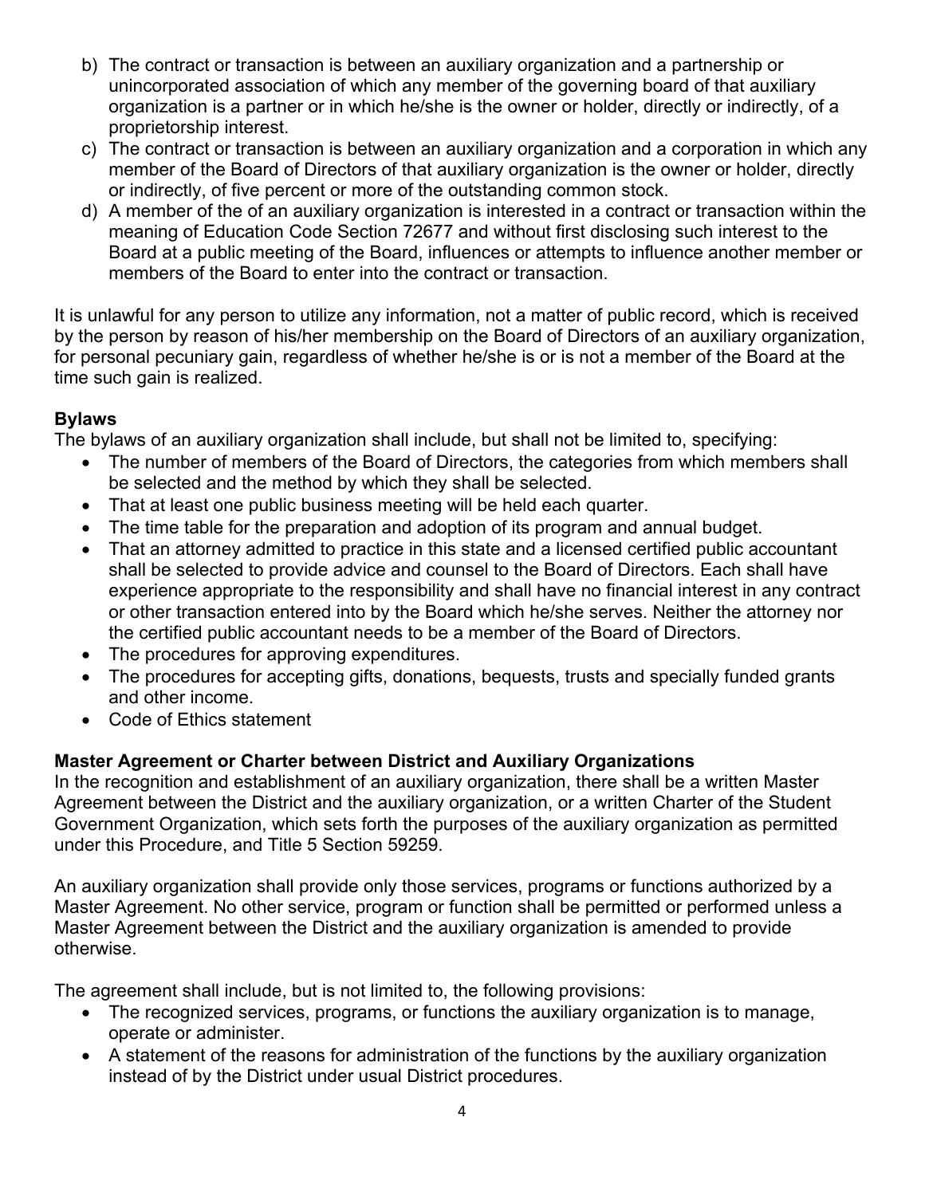b) The contract or transaction is between an auxiliary organization and a partnership or unincorporated association of which any member of the governing board of that auxiliary organization is a partner or in which he/she is the owner or holder, directly or indirectly, of a proprietorship interest.

c) The contract or transaction is between an auxiliary organization and a corporation in which any member of the Board of Directors of that auxiliary organization is the owner or holder, directly or indirectly, of five percent or more of the outstanding common stock.

d) A member of the of an auxiliary organization is interested in a contract or transaction within the meaning of Education Code Section 72677 and without first disclosing such interest to the Board at a public meeting of the Board, influences or attempts to influence another member or members of the Board to enter into the contract or transaction.

It is unlawful for any person to utilize any information, not a matter of public record, which is received by the person by reason of his/her membership on the Board of Directors of an auxiliary organization, for personal pecuniary gain, regardless of whether he/she is or is not a member of the Board at the time such gain is realized.

**Bylaws**

The bylaws of an auxiliary organization shall include, but shall not be limited to, specifying:

- The number of members of the Board of Directors, the categories from which members shall be selected and the method by which they shall be selected.
- That at least one public business meeting will be held each quarter.
- The time table for the preparation and adoption of its program and annual budget.
- That an attorney admitted to practice in this state and a licensed certified public accountant shall be selected to provide advice and counsel to the Board of Directors. Each shall have experience appropriate to the responsibility and shall have no financial interest in any contract or other transaction entered into by the Board which he/she serves. Neither the attorney nor the certified public accountant needs to be a member of the Board of Directors.
- The procedures for approving expenditures.
- The procedures for accepting gifts, donations, bequests, trusts and specially funded grants and other income.
- Code of Ethics statement

**Master Agreement or Charter between District and Auxiliary Organizations**

In the recognition and establishment of an auxiliary organization, there shall be a written Master Agreement between the District and the auxiliary organization, or a written Charter of the Student Government Organization, which sets forth the purposes of the auxiliary organization as permitted under this Procedure, and Title 5 Section 59259.

An auxiliary organization shall provide only those services, programs or functions authorized by a Master Agreement. No other service, program or function shall be permitted or performed unless a Master Agreement between the District and the auxiliary organization is amended to provide otherwise.

The agreement shall include, but is not limited to, the following provisions:

- The recognized services, programs, or functions the auxiliary organization is to manage, operate or administer.
- A statement of the reasons for administration of the functions by the auxiliary organization instead of by the District under usual District procedures.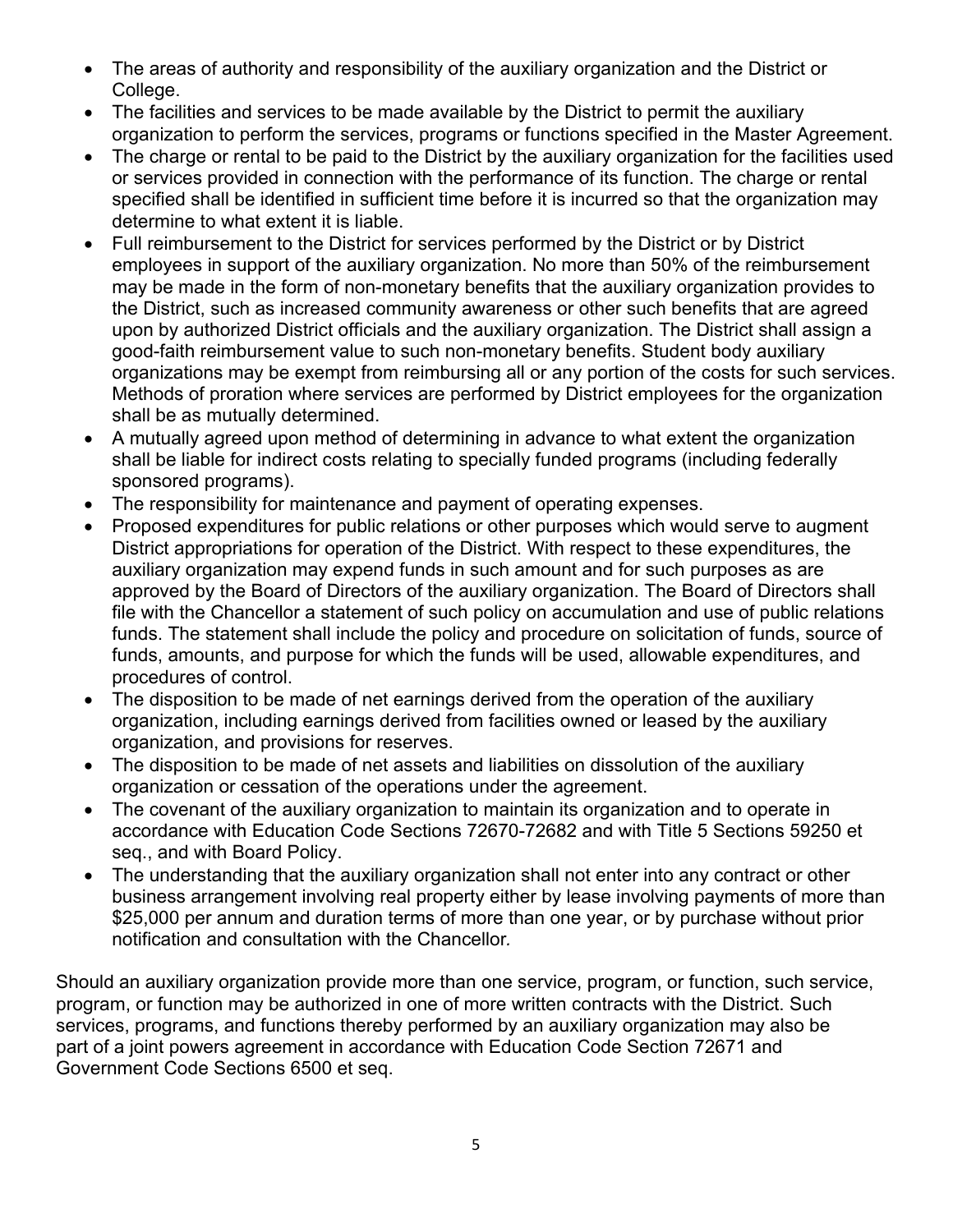- The areas of authority and responsibility of the auxiliary organization and the District or College.
- The facilities and services to be made available by the District to permit the auxiliary organization to perform the services, programs or functions specified in the Master Agreement.
- The charge or rental to be paid to the District by the auxiliary organization for the facilities used or services provided in connection with the performance of its function. The charge or rental specified shall be identified in sufficient time before it is incurred so that the organization may determine to what extent it is liable.
- Full reimbursement to the District for services performed by the District or by District employees in support of the auxiliary organization. No more than 50% of the reimbursement may be made in the form of non-monetary benefits that the auxiliary organization provides to the District, such as increased community awareness or other such benefits that are agreed upon by authorized District officials and the auxiliary organization. The District shall assign a good-faith reimbursement value to such non-monetary benefits. Student body auxiliary organizations may be exempt from reimbursing all or any portion of the costs for such services. Methods of proration where services are performed by District employees for the organization shall be as mutually determined.
- A mutually agreed upon method of determining in advance to what extent the organization shall be liable for indirect costs relating to specially funded programs (including federally sponsored programs).
- The responsibility for maintenance and payment of operating expenses.
- Proposed expenditures for public relations or other purposes which would serve to augment District appropriations for operation of the District. With respect to these expenditures, the auxiliary organization may expend funds in such amount and for such purposes as are approved by the Board of Directors of the auxiliary organization. The Board of Directors shall file with the Chancellor a statement of such policy on accumulation and use of public relations funds. The statement shall include the policy and procedure on solicitation of funds, source of funds, amounts, and purpose for which the funds will be used, allowable expenditures, and procedures of control.
- The disposition to be made of net earnings derived from the operation of the auxiliary organization, including earnings derived from facilities owned or leased by the auxiliary organization, and provisions for reserves.
- The disposition to be made of net assets and liabilities on dissolution of the auxiliary organization or cessation of the operations under the agreement.
- The covenant of the auxiliary organization to maintain its organization and to operate in accordance with Education Code Sections 72670-72682 and with Title 5 Sections 59250 et seq., and with Board Policy.
- The understanding that the auxiliary organization shall not enter into any contract or other business arrangement involving real property either by lease involving payments of more than $25,000 per annum and duration terms of more than one year, or by purchase without prior notification and consultation with the Chancellor*.*

Should an auxiliary organization provide more than one service, program, or function, such service, program, or function may be authorized in one of more written contracts with the District. Such services, programs, and functions thereby performed by an auxiliary organization may also be part of a joint powers agreement in accordance with Education Code Section 72671 and Government Code Sections 6500 et seq.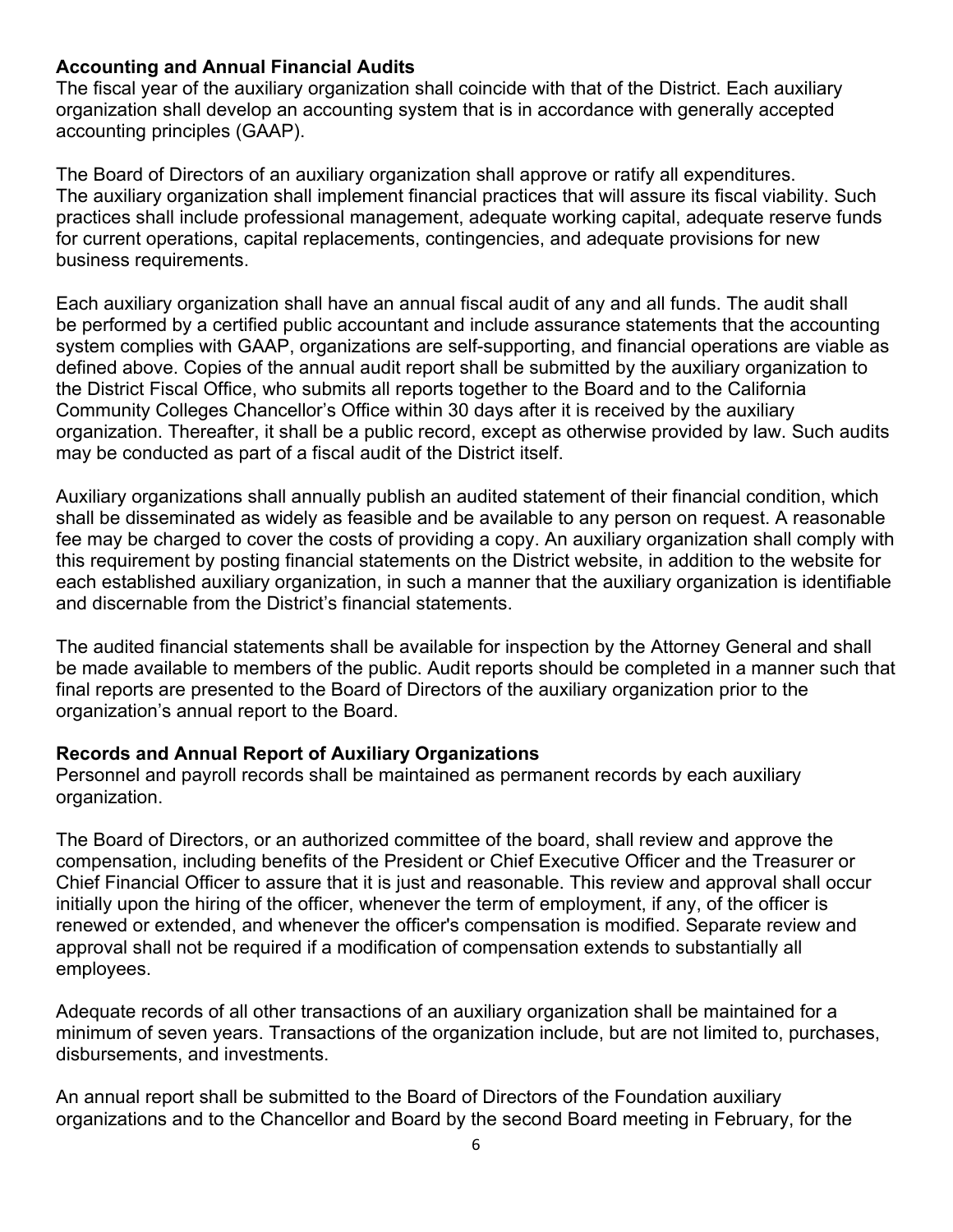**Accounting and Annual Financial Audits**

The fiscal year of the auxiliary organization shall coincide with that of the District. Each auxiliary organization shall develop an accounting system that is in accordance with generally accepted accounting principles (GAAP).

The Board of Directors of an auxiliary organization shall approve or ratify all expenditures. The auxiliary organization shall implement financial practices that will assure its fiscal viability. Such practices shall include professional management, adequate working capital, adequate reserve funds for current operations, capital replacements, contingencies, and adequate provisions for new business requirements.

Each auxiliary organization shall have an annual fiscal audit of any and all funds. The audit shall be performed by a certified public accountant and include assurance statements that the accounting system complies with GAAP, organizations are self-supporting, and financial operations are viable as defined above. Copies of the annual audit report shall be submitted by the auxiliary organization to the District Fiscal Office, who submits all reports together to the Board and to the California Community Colleges Chancellor's Office within 30 days after it is received by the auxiliary organization. Thereafter, it shall be a public record, except as otherwise provided by law. Such audits may be conducted as part of a fiscal audit of the District itself.

Auxiliary organizations shall annually publish an audited statement of their financial condition, which shall be disseminated as widely as feasible and be available to any person on request. A reasonable fee may be charged to cover the costs of providing a copy. An auxiliary organization shall comply with this requirement by posting financial statements on the District website, in addition to the website for each established auxiliary organization, in such a manner that the auxiliary organization is identifiable and discernable from the District's financial statements.

The audited financial statements shall be available for inspection by the Attorney General and shall be made available to members of the public. Audit reports should be completed in a manner such that final reports are presented to the Board of Directors of the auxiliary organization prior to the organization's annual report to the Board.

**Records and Annual Report of Auxiliary Organizations**

Personnel and payroll records shall be maintained as permanent records by each auxiliary organization.

The Board of Directors, or an authorized committee of the board, shall review and approve the compensation, including benefits of the President or Chief Executive Officer and the Treasurer or Chief Financial Officer to assure that it is just and reasonable. This review and approval shall occur initially upon the hiring of the officer, whenever the term of employment, if any, of the officer is renewed or extended, and whenever the officer's compensation is modified. Separate review and approval shall not be required if a modification of compensation extends to substantially all employees.

Adequate records of all other transactions of an auxiliary organization shall be maintained for a minimum of seven years. Transactions of the organization include, but are not limited to, purchases, disbursements, and investments.

An annual report shall be submitted to the Board of Directors of the Foundation auxiliary organizations and to the Chancellor and Board by the second Board meeting in February, for the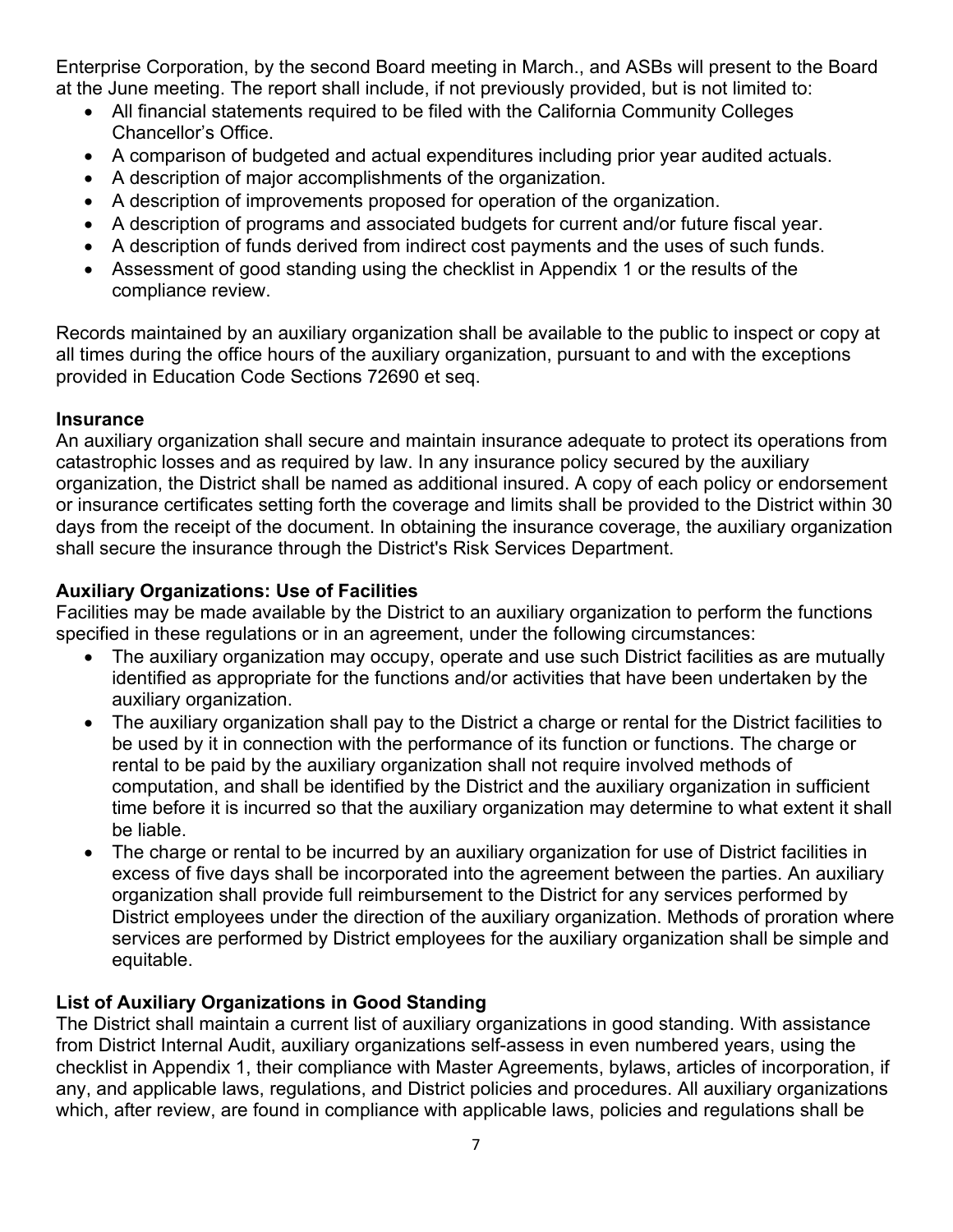Enterprise Corporation, by the second Board meeting in March., and ASBs will present to the Board at the June meeting. The report shall include, if not previously provided, but is not limited to:

- All financial statements required to be filed with the California Community Colleges Chancellor's Office.
- A comparison of budgeted and actual expenditures including prior year audited actuals.
- A description of major accomplishments of the organization.
- A description of improvements proposed for operation of the organization.
- A description of programs and associated budgets for current and/or future fiscal year.
- A description of funds derived from indirect cost payments and the uses of such funds.
- Assessment of good standing using the checklist in Appendix 1 or the results of the compliance review.

Records maintained by an auxiliary organization shall be available to the public to inspect or copy at all times during the office hours of the auxiliary organization, pursuant to and with the exceptions provided in Education Code Sections 72690 et seq.

**Insurance**

An auxiliary organization shall secure and maintain insurance adequate to protect its operations from catastrophic losses and as required by law. In any insurance policy secured by the auxiliary organization, the District shall be named as additional insured. A copy of each policy or endorsement or insurance certificates setting forth the coverage and limits shall be provided to the District within 30 days from the receipt of the document. In obtaining the insurance coverage, the auxiliary organization shall secure the insurance through the District's Risk Services Department.

**Auxiliary Organizations: Use of Facilities**

Facilities may be made available by the District to an auxiliary organization to perform the functions specified in these regulations or in an agreement, under the following circumstances:

- The auxiliary organization may occupy, operate and use such District facilities as are mutually identified as appropriate for the functions and/or activities that have been undertaken by the auxiliary organization.
- The auxiliary organization shall pay to the District a charge or rental for the District facilities to be used by it in connection with the performance of its function or functions. The charge or rental to be paid by the auxiliary organization shall not require involved methods of computation, and shall be identified by the District and the auxiliary organization in sufficient time before it is incurred so that the auxiliary organization may determine to what extent it shall be liable.
- The charge or rental to be incurred by an auxiliary organization for use of District facilities in excess of five days shall be incorporated into the agreement between the parties. An auxiliary organization shall provide full reimbursement to the District for any services performed by District employees under the direction of the auxiliary organization. Methods of proration where services are performed by District employees for the auxiliary organization shall be simple and equitable.

**List of Auxiliary Organizations in Good Standing**

The District shall maintain a current list of auxiliary organizations in good standing. With assistance from District Internal Audit, auxiliary organizations self-assess in even numbered years, using the checklist in Appendix 1, their compliance with Master Agreements, bylaws, articles of incorporation, if any, and applicable laws, regulations, and District policies and procedures. All auxiliary organizations which, after review, are found in compliance with applicable laws, policies and regulations shall be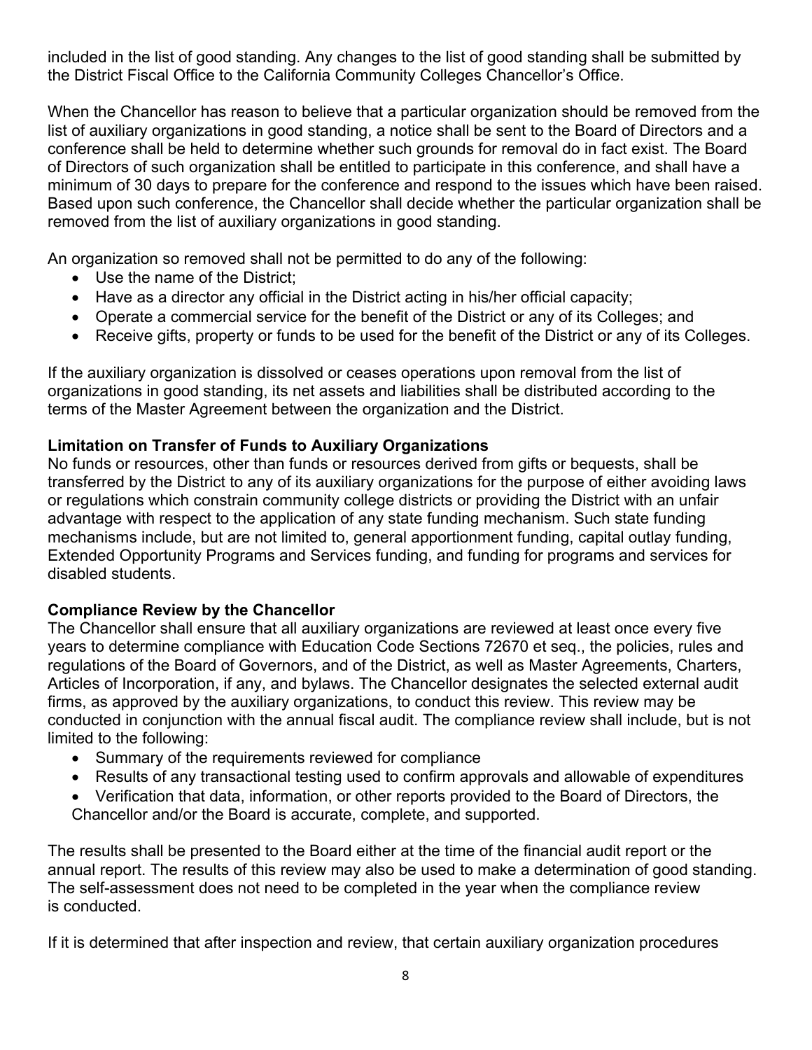included in the list of good standing. Any changes to the list of good standing shall be submitted by the District Fiscal Office to the California Community Colleges Chancellor's Office.

When the Chancellor has reason to believe that a particular organization should be removed from the list of auxiliary organizations in good standing, a notice shall be sent to the Board of Directors and a conference shall be held to determine whether such grounds for removal do in fact exist. The Board of Directors of such organization shall be entitled to participate in this conference, and shall have a minimum of 30 days to prepare for the conference and respond to the issues which have been raised. Based upon such conference, the Chancellor shall decide whether the particular organization shall be removed from the list of auxiliary organizations in good standing.

An organization so removed shall not be permitted to do any of the following:

- Use the name of the District;
- Have as a director any official in the District acting in his/her official capacity;
- Operate a commercial service for the benefit of the District or any of its Colleges; and
- Receive gifts, property or funds to be used for the benefit of the District or any of its Colleges.

If the auxiliary organization is dissolved or ceases operations upon removal from the list of organizations in good standing, its net assets and liabilities shall be distributed according to the terms of the Master Agreement between the organization and the District.

**Limitation on Transfer of Funds to Auxiliary Organizations**

No funds or resources, other than funds or resources derived from gifts or bequests, shall be transferred by the District to any of its auxiliary organizations for the purpose of either avoiding laws or regulations which constrain community college districts or providing the District with an unfair advantage with respect to the application of any state funding mechanism. Such state funding mechanisms include, but are not limited to, general apportionment funding, capital outlay funding, Extended Opportunity Programs and Services funding, and funding for programs and services for disabled students.

**Compliance Review by the Chancellor**

The Chancellor shall ensure that all auxiliary organizations are reviewed at least once every five years to determine compliance with Education Code Sections 72670 et seq., the policies, rules and regulations of the Board of Governors, and of the District, as well as Master Agreements, Charters, Articles of Incorporation, if any, and bylaws. The Chancellor designates the selected external audit firms, as approved by the auxiliary organizations, to conduct this review. This review may be conducted in conjunction with the annual fiscal audit. The compliance review shall include, but is not limited to the following:

- Summary of the requirements reviewed for compliance
- Results of any transactional testing used to confirm approvals and allowable of expenditures
- Verification that data, information, or other reports provided to the Board of Directors, the Chancellor and/or the Board is accurate, complete, and supported.

The results shall be presented to the Board either at the time of the financial audit report or the annual report. The results of this review may also be used to make a determination of good standing. The self-assessment does not need to be completed in the year when the compliance review is conducted.

If it is determined that after inspection and review, that certain auxiliary organization procedures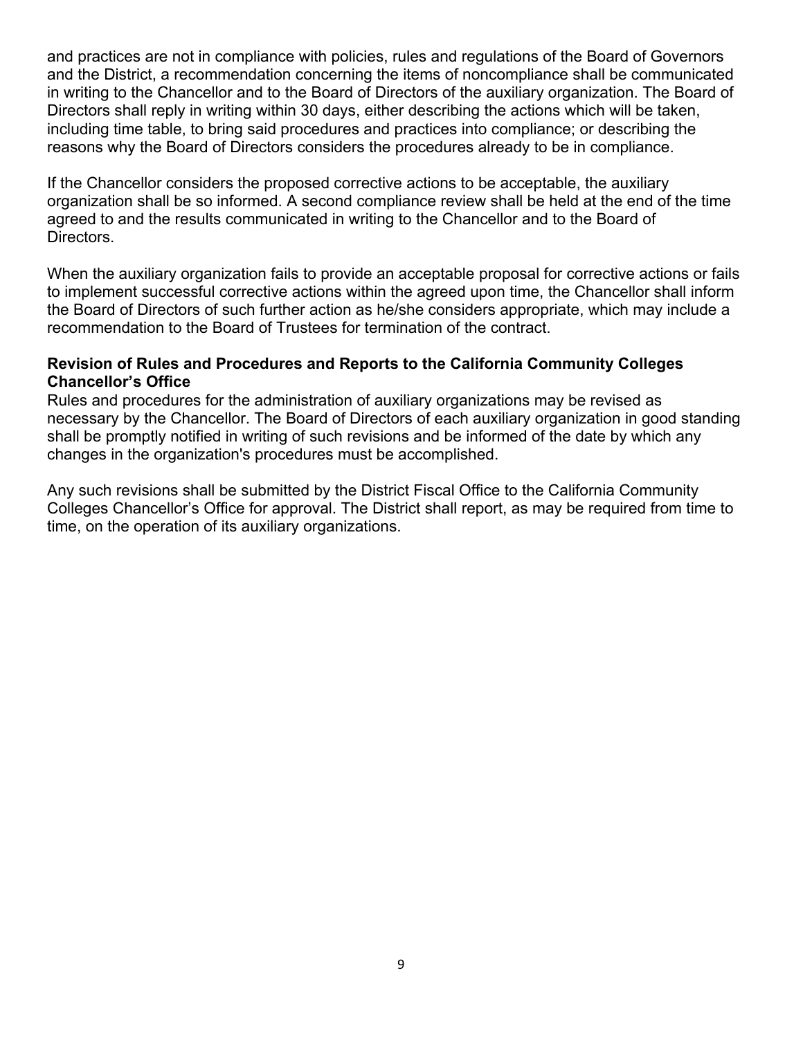and practices are not in compliance with policies, rules and regulations of the Board of Governors and the District, a recommendation concerning the items of noncompliance shall be communicated in writing to the Chancellor and to the Board of Directors of the auxiliary organization. The Board of Directors shall reply in writing within 30 days, either describing the actions which will be taken, including time table, to bring said procedures and practices into compliance; or describing the reasons why the Board of Directors considers the procedures already to be in compliance.

If the Chancellor considers the proposed corrective actions to be acceptable, the auxiliary organization shall be so informed. A second compliance review shall be held at the end of the time agreed to and the results communicated in writing to the Chancellor and to the Board of Directors.

When the auxiliary organization fails to provide an acceptable proposal for corrective actions or fails to implement successful corrective actions within the agreed upon time, the Chancellor shall inform the Board of Directors of such further action as he/she considers appropriate, which may include a recommendation to the Board of Trustees for termination of the contract.

**Revision of Rules and Procedures and Reports to the California Community Colleges Chancellor's Office**

Rules and procedures for the administration of auxiliary organizations may be revised as necessary by the Chancellor. The Board of Directors of each auxiliary organization in good standing shall be promptly notified in writing of such revisions and be informed of the date by which any changes in the organization's procedures must be accomplished.

Any such revisions shall be submitted by the District Fiscal Office to the California Community Colleges Chancellor's Office for approval. The District shall report, as may be required from time to time, on the operation of its auxiliary organizations.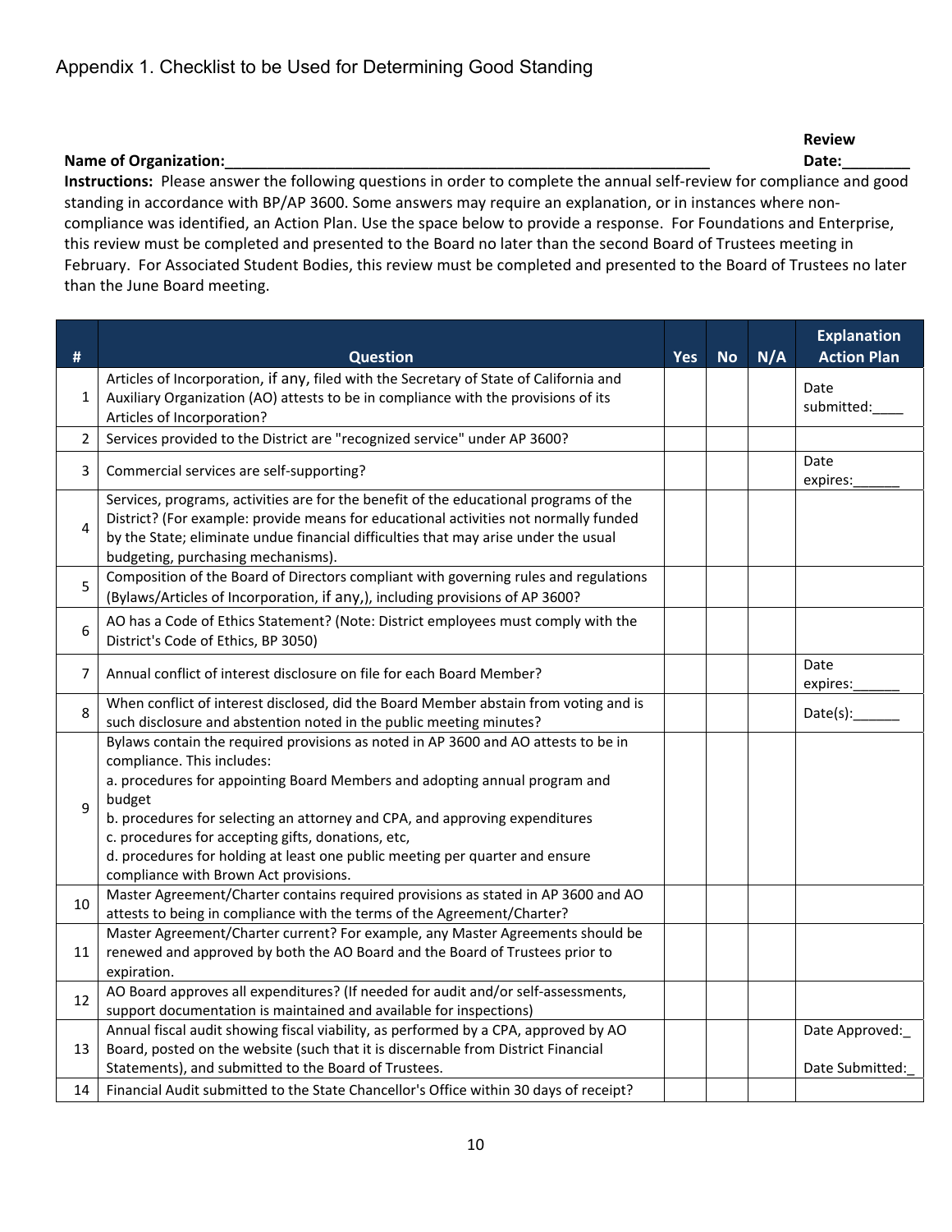# Appendix 1. Checklist to be Used for Determining Good Standing

**Name of Organization:**\_\_\_\_\_\_\_\_\_\_\_\_\_\_\_\_\_\_\_\_\_\_\_\_\_\_\_\_\_\_\_\_\_\_\_\_\_\_\_\_\_\_\_\_\_\_\_\_\_\_\_\_\_\_\_\_\_\_ **Review Date:**\_\_\_\_\_\_\_\_

**Instructions:** Please answer the following questions in order to complete the annual self-review for compliance and good standing in accordance with BP/AP 3600. Some answers may require an explanation, or in instances where non-compliance was identified, an Action Plan. Use the space below to provide a response. For Foundations and Enterprise, this review must be completed and presented to the Board no later than the second Board of Trustees meeting in February. For Associated Student Bodies, this review must be completed and presented to the Board of Trustees no later than the June Board meeting.

| # | Question | Yes | No | N/A | Explanation Action Plan |
|---|---|---|---|---|---|
| 1 | Articles of Incorporation, if any, filed with the Secretary of State of California and Auxiliary Organization (AO) attests to be in compliance with the provisions of its Articles of Incorporation? | | | | Date submitted:____ |
| 2 | Services provided to the District are "recognized service" under AP 3600? | | | | |
| 3 | Commercial services are self-supporting? | | | | Date expires:______ |
| 4 | Services, programs, activities are for the benefit of the educational programs of the District? (For example: provide means for educational activities not normally funded by the State; eliminate undue financial difficulties that may arise under the usual budgeting, purchasing mechanisms). | | | | |
| 5 | Composition of the Board of Directors compliant with governing rules and regulations (Bylaws/Articles of Incorporation, if any,), including provisions of AP 3600? | | | | |
| 6 | AO has a Code of Ethics Statement? (Note: District employees must comply with the District's Code of Ethics, BP 3050) | | | | |
| 7 | Annual conflict of interest disclosure on file for each Board Member? | | | | Date expires:______ |
| 8 | When conflict of interest disclosed, did the Board Member abstain from voting and is such disclosure and abstention noted in the public meeting minutes? | | | | Date(s):______ |
| 9 | Bylaws contain the required provisions as noted in AP 3600 and AO attests to be in compliance. This includes:<br>a. procedures for appointing Board Members and adopting annual program and budget<br>b. procedures for selecting an attorney and CPA, and approving expenditures<br>c. procedures for accepting gifts, donations, etc,<br>d. procedures for holding at least one public meeting per quarter and ensure compliance with Brown Act provisions. | | | | |
| 10 | Master Agreement/Charter contains required provisions as stated in AP 3600 and AO attests to being in compliance with the terms of the Agreement/Charter? | | | | |
| 11 | Master Agreement/Charter current? For example, any Master Agreements should be renewed and approved by both the AO Board and the Board of Trustees prior to expiration. | | | | |
| 12 | AO Board approves all expenditures? (If needed for audit and/or self-assessments, support documentation is maintained and available for inspections) | | | | |
| 13 | Annual fiscal audit showing fiscal viability, as performed by a CPA, approved by AO Board, posted on the website (such that it is discernable from District Financial Statements), and submitted to the Board of Trustees. | | | | Date Approved:_<br><br>Date Submitted:_ |
| 14 | Financial Audit submitted to the State Chancellor's Office within 30 days of receipt? | | | | |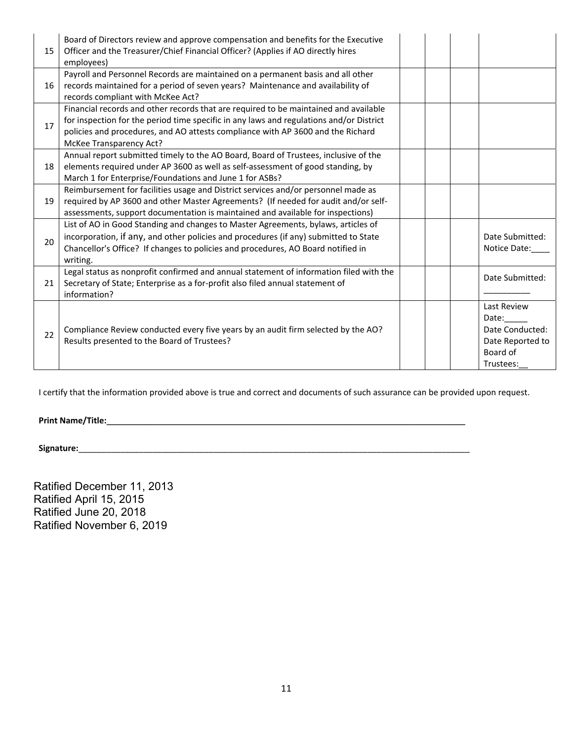| | | | | | |
|---|---|---|---|---|---|
| 15 | Board of Directors review and approve compensation and benefits for the Executive Officer and the Treasurer/Chief Financial Officer? (Applies if AO directly hires employees) | | | | |
| 16 | Payroll and Personnel Records are maintained on a permanent basis and all other records maintained for a period of seven years? Maintenance and availability of records compliant with McKee Act? | | | | |
| 17 | Financial records and other records that are required to be maintained and available for inspection for the period time specific in any laws and regulations and/or District policies and procedures, and AO attests compliance with AP 3600 and the Richard McKee Transparency Act? | | | | |
| 18 | Annual report submitted timely to the AO Board, Board of Trustees, inclusive of the elements required under AP 3600 as well as self-assessment of good standing, by March 1 for Enterprise/Foundations and June 1 for ASBs? | | | | |
| 19 | Reimbursement for facilities usage and District services and/or personnel made as required by AP 3600 and other Master Agreements? (If needed for audit and/or self-assessments, support documentation is maintained and available for inspections) | | | | |
| 20 | List of AO in Good Standing and changes to Master Agreements, bylaws, articles of incorporation, if any, and other policies and procedures (if any) submitted to State Chancellor's Office? If changes to policies and procedures, AO Board notified in writing. | | | | Date Submitted: Notice Date:____ |
| 21 | Legal status as nonprofit confirmed and annual statement of information filed with the Secretary of State; Enterprise as a for-profit also filed annual statement of information? | | | | Date Submitted: __________ |
| 22 | Compliance Review conducted every five years by an audit firm selected by the AO? Results presented to the Board of Trustees? | | | | Last Review Date:_____ Date Conducted: Date Reported to Board of Trustees:__ |

I certify that the information provided above is true and correct and documents of such assurance can be provided upon request.

**Print Name/Title:**_________________________________________________________________________________

**Signature:**_____________________________________________________________________________________

Ratified December 11, 2013
Ratified April 15, 2015
Ratified June 20, 2018
Ratified November 6, 2019